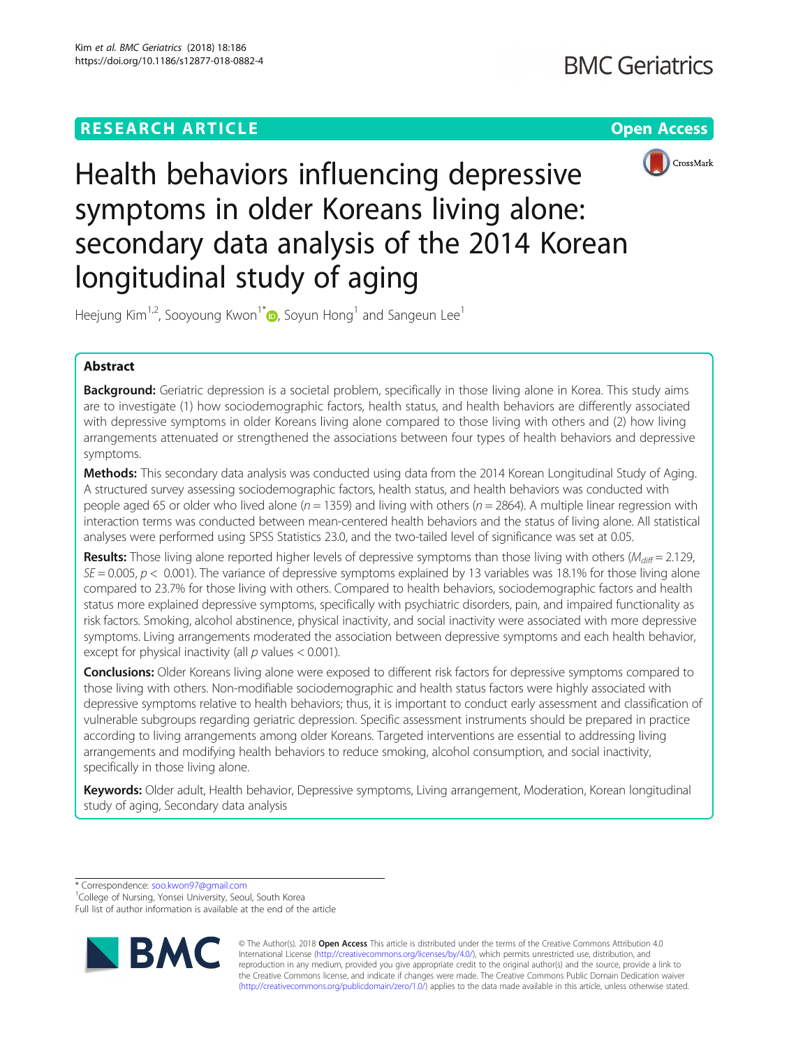RESEARCH ARTICLE Open Access

# Health behaviors influencing depressive symptoms in older Koreans living alone: secondary data analysis of the 2014 Korean longitudinal study of aging

Heejung Kim[1,2], Sooyoung Kwon[1*], Soyun Hong[1] and Sangeun Lee[1]

## Abstract

**Background:** Geriatric depression is a societal problem, specifically in those living alone in Korea. This study aims are to investigate (1) how sociodemographic factors, health status, and health behaviors are differently associated with depressive symptoms in older Koreans living alone compared to those living with others and (2) how living arrangements attenuated or strengthened the associations between four types of health behaviors and depressive symptoms.

**Methods:** This secondary data analysis was conducted using data from the 2014 Korean Longitudinal Study of Aging. A structured survey assessing sociodemographic factors, health status, and health behaviors was conducted with people aged 65 or older who lived alone ($n = 1359$) and living with others ($n = 2864$). A multiple linear regression with interaction terms was conducted between mean-centered health behaviors and the status of living alone. All statistical analyses were performed using SPSS Statistics 23.0, and the two-tailed level of significance was set at 0.05.

**Results:** Those living alone reported higher levels of depressive symptoms than those living with others ($M_{diff} = 2.129$, $SE = 0.005$, $p < 0.001$). The variance of depressive symptoms explained by 13 variables was 18.1% for those living alone compared to 23.7% for those living with others. Compared to health behaviors, sociodemographic factors and health status more explained depressive symptoms, specifically with psychiatric disorders, pain, and impaired functionality as risk factors. Smoking, alcohol abstinence, physical inactivity, and social inactivity were associated with more depressive symptoms. Living arrangements moderated the association between depressive symptoms and each health behavior, except for physical inactivity (all $p$ values $< 0.001$).

**Conclusions:** Older Koreans living alone were exposed to different risk factors for depressive symptoms compared to those living with others. Non-modifiable sociodemographic and health status factors were highly associated with depressive symptoms relative to health behaviors; thus, it is important to conduct early assessment and classification of vulnerable subgroups regarding geriatric depression. Specific assessment instruments should be prepared in practice according to living arrangements among older Koreans. Targeted interventions are essential to addressing living arrangements and modifying health behaviors to reduce smoking, alcohol consumption, and social inactivity, specifically in those living alone.

**Keywords:** Older adult, Health behavior, Depressive symptoms, Living arrangement, Moderation, Korean longitudinal study of aging, Secondary data analysis

---

\* Correspondence: soo.kwon97@gmail.com
[1]College of Nursing, Yonsei University, Seoul, South Korea
Full list of author information is available at the end of the article

© The Author(s). 2018 **Open Access** This article is distributed under the terms of the Creative Commons Attribution 4.0 International License (http://creativecommons.org/licenses/by/4.0/), which permits unrestricted use, distribution, and reproduction in any medium, provided you give appropriate credit to the original author(s) and the source, provide a link to the Creative Commons license, and indicate if changes were made. The Creative Commons Public Domain Dedication waiver (http://creativecommons.org/publicdomain/zero/1.0/) applies to the data made available in this article, unless otherwise stated.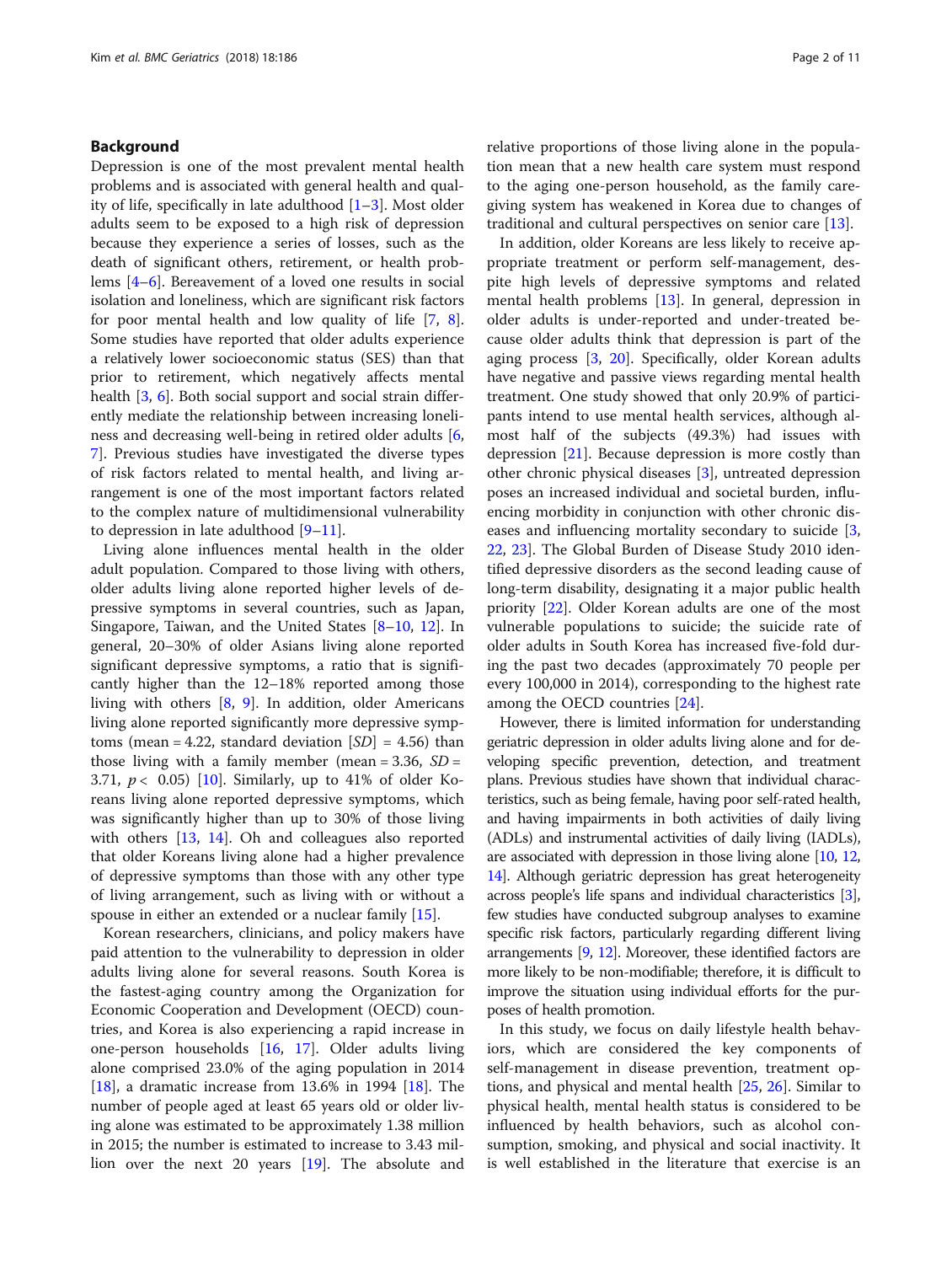## Background

Depression is one of the most prevalent mental health problems and is associated with general health and quality of life, specifically in late adulthood [1–3]. Most older adults seem to be exposed to a high risk of depression because they experience a series of losses, such as the death of significant others, retirement, or health problems [4–6]. Bereavement of a loved one results in social isolation and loneliness, which are significant risk factors for poor mental health and low quality of life [7, 8]. Some studies have reported that older adults experience a relatively lower socioeconomic status (SES) than that prior to retirement, which negatively affects mental health [3, 6]. Both social support and social strain differently mediate the relationship between increasing loneliness and decreasing well-being in retired older adults [6, 7]. Previous studies have investigated the diverse types of risk factors related to mental health, and living arrangement is one of the most important factors related to the complex nature of multidimensional vulnerability to depression in late adulthood [9–11].

Living alone influences mental health in the older adult population. Compared to those living with others, older adults living alone reported higher levels of depressive symptoms in several countries, such as Japan, Singapore, Taiwan, and the United States [8–10, 12]. In general, 20–30% of older Asians living alone reported significant depressive symptoms, a ratio that is significantly higher than the 12–18% reported among those living with others [8, 9]. In addition, older Americans living alone reported significantly more depressive symptoms (mean = 4.22, standard deviation [*SD*] = 4.56) than those living with a family member (mean = 3.36, *SD* = 3.71, $p < 0.05$) [10]. Similarly, up to 41% of older Koreans living alone reported depressive symptoms, which was significantly higher than up to 30% of those living with others [13, 14]. Oh and colleagues also reported that older Koreans living alone had a higher prevalence of depressive symptoms than those with any other type of living arrangement, such as living with or without a spouse in either an extended or a nuclear family [15].

Korean researchers, clinicians, and policy makers have paid attention to the vulnerability to depression in older adults living alone for several reasons. South Korea is the fastest-aging country among the Organization for Economic Cooperation and Development (OECD) countries, and Korea is also experiencing a rapid increase in one-person households [16, 17]. Older adults living alone comprised 23.0% of the aging population in 2014 [18], a dramatic increase from 13.6% in 1994 [18]. The number of people aged at least 65 years old or older living alone was estimated to be approximately 1.38 million in 2015; the number is estimated to increase to 3.43 million over the next 20 years [19]. The absolute and relative proportions of those living alone in the population mean that a new health care system must respond to the aging one-person household, as the family caregiving system has weakened in Korea due to changes of traditional and cultural perspectives on senior care [13].

In addition, older Koreans are less likely to receive appropriate treatment or perform self-management, despite high levels of depressive symptoms and related mental health problems [13]. In general, depression in older adults is under-reported and under-treated because older adults think that depression is part of the aging process [3, 20]. Specifically, older Korean adults have negative and passive views regarding mental health treatment. One study showed that only 20.9% of participants intend to use mental health services, although almost half of the subjects (49.3%) had issues with depression [21]. Because depression is more costly than other chronic physical diseases [3], untreated depression poses an increased individual and societal burden, influencing morbidity in conjunction with other chronic diseases and influencing mortality secondary to suicide [3, 22, 23]. The Global Burden of Disease Study 2010 identified depressive disorders as the second leading cause of long-term disability, designating it a major public health priority [22]. Older Korean adults are one of the most vulnerable populations to suicide; the suicide rate of older adults in South Korea has increased five-fold during the past two decades (approximately 70 people per every 100,000 in 2014), corresponding to the highest rate among the OECD countries [24].

However, there is limited information for understanding geriatric depression in older adults living alone and for developing specific prevention, detection, and treatment plans. Previous studies have shown that individual characteristics, such as being female, having poor self-rated health, and having impairments in both activities of daily living (ADLs) and instrumental activities of daily living (IADLs), are associated with depression in those living alone [10, 12, 14]. Although geriatric depression has great heterogeneity across people's life spans and individual characteristics [3], few studies have conducted subgroup analyses to examine specific risk factors, particularly regarding different living arrangements [9, 12]. Moreover, these identified factors are more likely to be non-modifiable; therefore, it is difficult to improve the situation using individual efforts for the purposes of health promotion.

In this study, we focus on daily lifestyle health behaviors, which are considered the key components of self-management in disease prevention, treatment options, and physical and mental health [25, 26]. Similar to physical health, mental health status is considered to be influenced by health behaviors, such as alcohol consumption, smoking, and physical and social inactivity. It is well established in the literature that exercise is an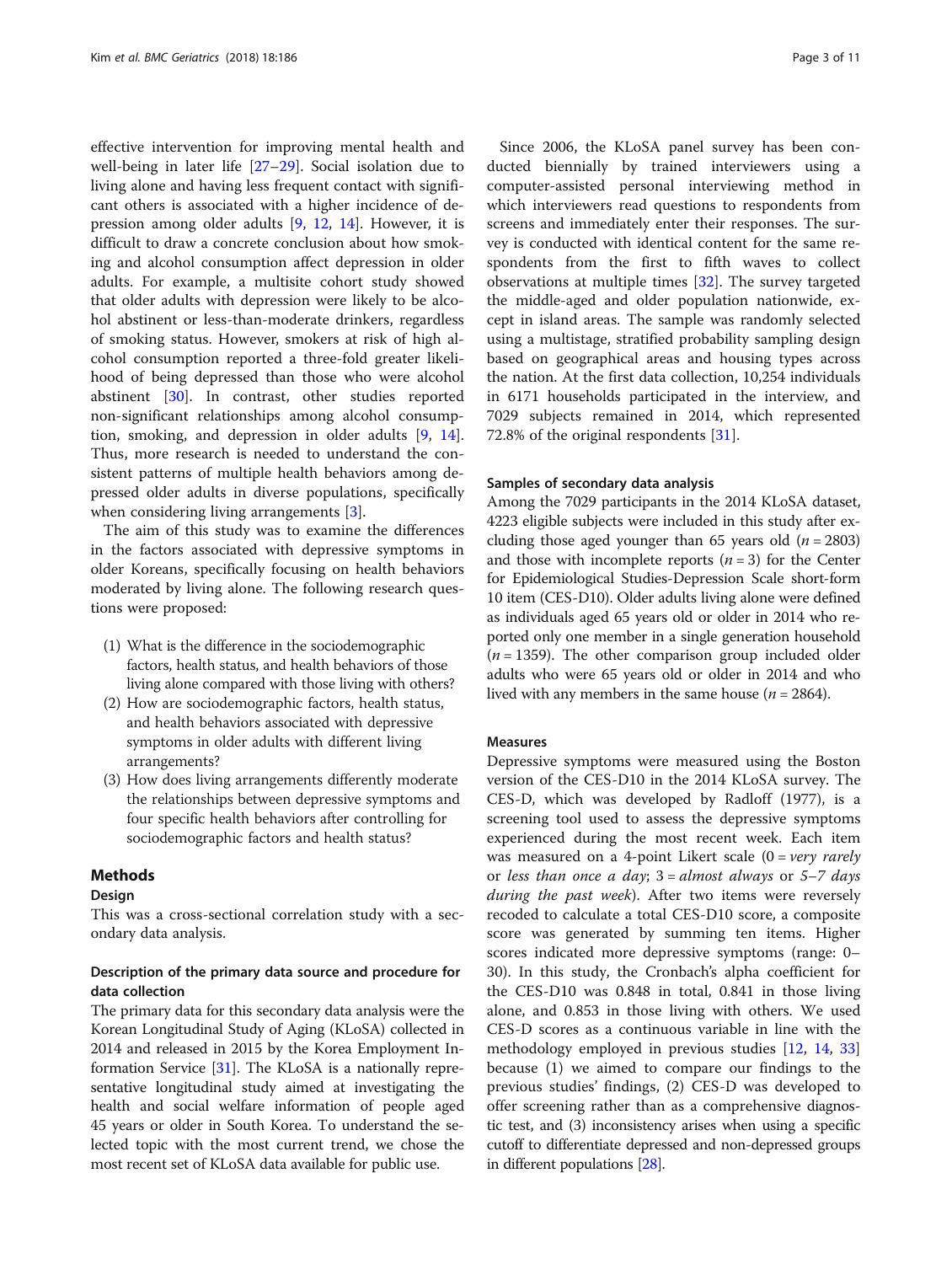effective intervention for improving mental health and well-being in later life [27–29]. Social isolation due to living alone and having less frequent contact with significant others is associated with a higher incidence of depression among older adults [9, 12, 14]. However, it is difficult to draw a concrete conclusion about how smoking and alcohol consumption affect depression in older adults. For example, a multisite cohort study showed that older adults with depression were likely to be alcohol abstinent or less-than-moderate drinkers, regardless of smoking status. However, smokers at risk of high alcohol consumption reported a three-fold greater likelihood of being depressed than those who were alcohol abstinent [30]. In contrast, other studies reported non-significant relationships among alcohol consumption, smoking, and depression in older adults [9, 14]. Thus, more research is needed to understand the consistent patterns of multiple health behaviors among depressed older adults in diverse populations, specifically when considering living arrangements [3].

The aim of this study was to examine the differences in the factors associated with depressive symptoms in older Koreans, specifically focusing on health behaviors moderated by living alone. The following research questions were proposed:

(1) What is the difference in the sociodemographic factors, health status, and health behaviors of those living alone compared with those living with others?
(2) How are sociodemographic factors, health status, and health behaviors associated with depressive symptoms in older adults with different living arrangements?
(3) How does living arrangements differently moderate the relationships between depressive symptoms and four specific health behaviors after controlling for sociodemographic factors and health status?

## Methods

### Design

This was a cross-sectional correlation study with a secondary data analysis.

### Description of the primary data source and procedure for data collection

The primary data for this secondary data analysis were the Korean Longitudinal Study of Aging (KLoSA) collected in 2014 and released in 2015 by the Korea Employment Information Service [31]. The KLoSA is a nationally representative longitudinal study aimed at investigating the health and social welfare information of people aged 45 years or older in South Korea. To understand the selected topic with the most current trend, we chose the most recent set of KLoSA data available for public use.

Since 2006, the KLoSA panel survey has been conducted biennially by trained interviewers using a computer-assisted personal interviewing method in which interviewers read questions to respondents from screens and immediately enter their responses. The survey is conducted with identical content for the same respondents from the first to fifth waves to collect observations at multiple times [32]. The survey targeted the middle-aged and older population nationwide, except in island areas. The sample was randomly selected using a multistage, stratified probability sampling design based on geographical areas and housing types across the nation. At the first data collection, 10,254 individuals in 6171 households participated in the interview, and 7029 subjects remained in 2014, which represented 72.8% of the original respondents [31].

### Samples of secondary data analysis

Among the 7029 participants in the 2014 KLoSA dataset, 4223 eligible subjects were included in this study after excluding those aged younger than 65 years old ($n = 2803$) and those with incomplete reports ($n = 3$) for the Center for Epidemiological Studies-Depression Scale short-form 10 item (CES-D10). Older adults living alone were defined as individuals aged 65 years old or older in 2014 who reported only one member in a single generation household ($n = 1359$). The other comparison group included older adults who were 65 years old or older in 2014 and who lived with any members in the same house ($n = 2864$).

### Measures

Depressive symptoms were measured using the Boston version of the CES-D10 in the 2014 KLoSA survey. The CES-D, which was developed by Radloff (1977), is a screening tool used to assess the depressive symptoms experienced during the most recent week. Each item was measured on a 4-point Likert scale (0 = *very rarely* or *less than once a day*; 3 = *almost always* or *5–7 days during the past week*). After two items were reversely recoded to calculate a total CES-D10 score, a composite score was generated by summing ten items. Higher scores indicated more depressive symptoms (range: 0–30). In this study, the Cronbach's alpha coefficient for the CES-D10 was 0.848 in total, 0.841 in those living alone, and 0.853 in those living with others. We used CES-D scores as a continuous variable in line with the methodology employed in previous studies [12, 14, 33] because (1) we aimed to compare our findings to the previous studies' findings, (2) CES-D was developed to offer screening rather than as a comprehensive diagnostic test, and (3) inconsistency arises when using a specific cutoff to differentiate depressed and non-depressed groups in different populations [28].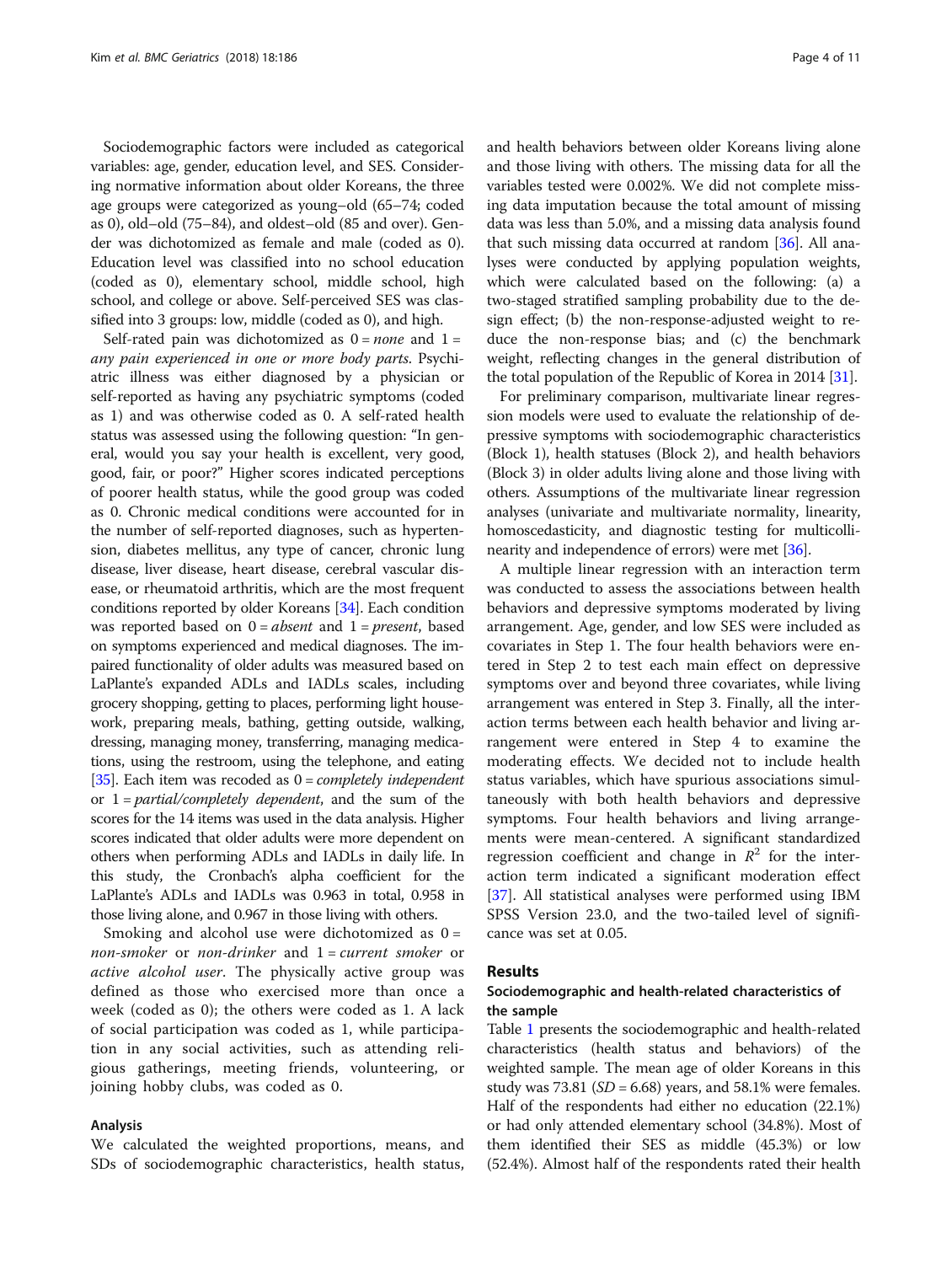Sociodemographic factors were included as categorical variables: age, gender, education level, and SES. Considering normative information about older Koreans, the three age groups were categorized as young–old (65–74; coded as 0), old–old (75–84), and oldest–old (85 and over). Gender was dichotomized as female and male (coded as 0). Education level was classified into no school education (coded as 0), elementary school, middle school, high school, and college or above. Self-perceived SES was classified into 3 groups: low, middle (coded as 0), and high.

Self-rated pain was dichotomized as 0 = *none* and 1 = *any pain experienced in one or more body parts*. Psychiatric illness was either diagnosed by a physician or self-reported as having any psychiatric symptoms (coded as 1) and was otherwise coded as 0. A self-rated health status was assessed using the following question: "In general, would you say your health is excellent, very good, good, fair, or poor?" Higher scores indicated perceptions of poorer health status, while the good group was coded as 0. Chronic medical conditions were accounted for in the number of self-reported diagnoses, such as hypertension, diabetes mellitus, any type of cancer, chronic lung disease, liver disease, heart disease, cerebral vascular disease, or rheumatoid arthritis, which are the most frequent conditions reported by older Koreans [34]. Each condition was reported based on 0 = *absent* and 1 = *present*, based on symptoms experienced and medical diagnoses. The impaired functionality of older adults was measured based on LaPlante's expanded ADLs and IADLs scales, including grocery shopping, getting to places, performing light housework, preparing meals, bathing, getting outside, walking, dressing, managing money, transferring, managing medications, using the telephone, using the restroom, and eating [35]. Each item was recoded as 0 = *completely independent* or 1 = *partial/completely dependent*, and the sum of the scores for the 14 items was used in the data analysis. Higher scores indicated that older adults were more dependent on others when performing ADLs and IADLs in daily life. In this study, the Cronbach's alpha coefficient for the LaPlante's ADLs and IADLs was 0.963 in total, 0.958 in those living alone, and 0.967 in those living with others.

Smoking and alcohol use were dichotomized as 0 = *non-smoker* or *non-drinker* and 1 = *current smoker* or *active alcohol user*. The physically active group was defined as those who exercised more than once a week (coded as 0); the others were coded as 1. A lack of social participation was coded as 1, while participation in any social activities, such as attending religious gatherings, meeting friends, volunteering, or joining hobby clubs, was coded as 0.

### Analysis

We calculated the weighted proportions, means, and SDs of sociodemographic characteristics, health status, and health behaviors between older Koreans living alone and those living with others. The missing data for all the variables tested were 0.002%. We did not complete missing data imputation because the total amount of missing data was less than 5.0%, and a missing data analysis found that such missing data occurred at random [36]. All analyses were conducted by applying population weights, which were calculated based on the following: (a) a two-staged stratified sampling probability due to the design effect; (b) the non-response-adjusted weight to reduce the non-response bias; and (c) the benchmark weight, reflecting changes in the general distribution of the total population of the Republic of Korea in 2014 [31].

For preliminary comparison, multivariate linear regression models were used to evaluate the relationship of depressive symptoms with sociodemographic characteristics (Block 1), health statuses (Block 2), and health behaviors (Block 3) in older adults living alone and those living with others. Assumptions of the multivariate linear regression analyses (univariate and multivariate normality, linearity, homoscedasticity, and diagnostic testing for multicollinearity and independence of errors) were met [36].

A multiple linear regression with an interaction term was conducted to assess the associations between health behaviors and depressive symptoms moderated by living arrangement. Age, gender, and low SES were included as covariates in Step 1. The four health behaviors were entered in Step 2 to test each main effect on depressive symptoms over and beyond three covariates, while living arrangement was entered in Step 3. Finally, all the interaction terms between each health behavior and living arrangement were entered in Step 4 to examine the moderating effects. We decided not to include health status variables, which have spurious associations simultaneously with both health behaviors and depressive symptoms. Four health behaviors and living arrangements were mean-centered. A significant standardized regression coefficient and change in $R^2$ for the interaction term indicated a significant moderation effect [37]. All statistical analyses were performed using IBM SPSS Version 23.0, and the two-tailed level of significance was set at 0.05.

## Results

### Sociodemographic and health-related characteristics of the sample

Table 1 presents the sociodemographic and health-related characteristics (health status and behaviors) of the weighted sample. The mean age of older Koreans in this study was 73.81 (*SD* = 6.68) years, and 58.1% were females. Half of the respondents had either no education (22.1%) or had only attended elementary school (34.8%). Most of them identified their SES as middle (45.3%) or low (52.4%). Almost half of the respondents rated their health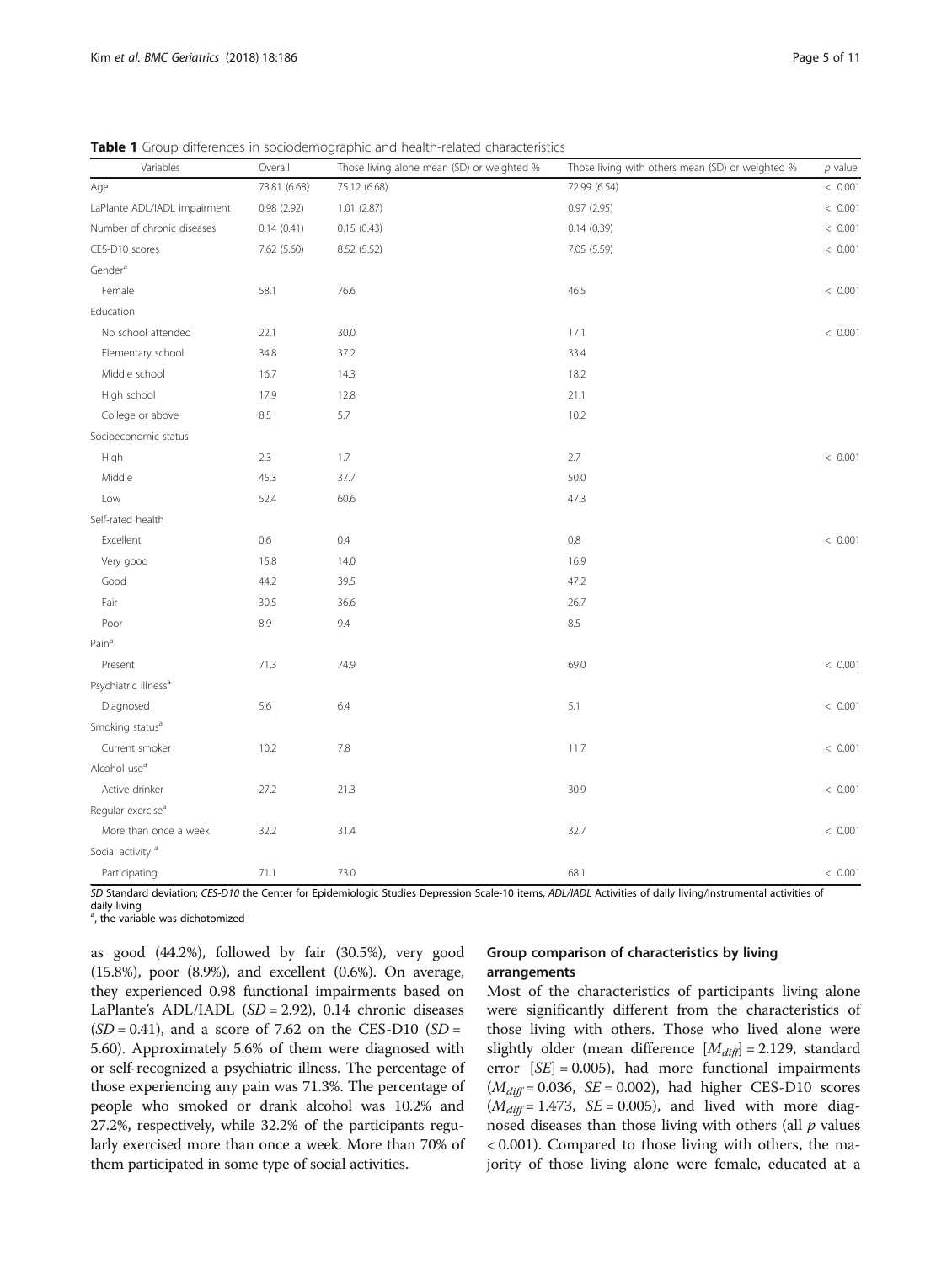**Table 1** Group differences in sociodemographic and health-related characteristics

| Variables | Overall | Those living alone mean (SD) or weighted % | Those living with others mean (SD) or weighted % | $p$ value |
|---|---|---|---|---|
| Age | 73.81 (6.68) | 75.12 (6.68) | 72.99 (6.54) | < 0.001 |
| LaPlante ADL/IADL impairment | 0.98 (2.92) | 1.01 (2.87) | 0.97 (2.95) | < 0.001 |
| Number of chronic diseases | 0.14 (0.41) | 0.15 (0.43) | 0.14 (0.39) | < 0.001 |
| CES-D10 scores | 7.62 (5.60) | 8.52 (5.52) | 7.05 (5.59) | < 0.001 |
| Gender[a] | | | | |
| Female | 58.1 | 76.6 | 46.5 | < 0.001 |
| Education | | | | |
| No school attended | 22.1 | 30.0 | 17.1 | < 0.001 |
| Elementary school | 34.8 | 37.2 | 33.4 | |
| Middle school | 16.7 | 14.3 | 18.2 | |
| High school | 17.9 | 12.8 | 21.1 | |
| College or above | 8.5 | 5.7 | 10.2 | |
| Socioeconomic status | | | | |
| High | 2.3 | 1.7 | 2.7 | < 0.001 |
| Middle | 45.3 | 37.7 | 50.0 | |
| Low | 52.4 | 60.6 | 47.3 | |
| Self-rated health | | | | |
| Excellent | 0.6 | 0.4 | 0.8 | < 0.001 |
| Very good | 15.8 | 14.0 | 16.9 | |
| Good | 44.2 | 39.5 | 47.2 | |
| Fair | 30.5 | 36.6 | 26.7 | |
| Poor | 8.9 | 9.4 | 8.5 | |
| Pain[a] | | | | |
| Present | 71.3 | 74.9 | 69.0 | < 0.001 |
| Psychiatric illness[a] | | | | |
| Diagnosed | 5.6 | 6.4 | 5.1 | < 0.001 |
| Smoking status[a] | | | | |
| Current smoker | 10.2 | 7.8 | 11.7 | < 0.001 |
| Alcohol use[a] | | | | |
| Active drinker | 27.2 | 21.3 | 30.9 | < 0.001 |
| Regular exercise[a] | | | | |
| More than once a week | 32.2 | 31.4 | 32.7 | < 0.001 |
| Social activity [a] | | | | |
| Participating | 71.1 | 73.0 | 68.1 | < 0.001 |

*SD* Standard deviation; *CES-D10* the Center for Epidemiologic Studies Depression Scale-10 items, *ADL/IADL* Activities of daily living/Instrumental activities of daily living

[a], the variable was dichotomized

as good (44.2%), followed by fair (30.5%), very good (15.8%), poor (8.9%), and excellent (0.6%). On average, they experienced 0.98 functional impairments based on LaPlante's ADL/IADL ($SD$ = 2.92), 0.14 chronic diseases ($SD$ = 0.41), and a score of 7.62 on the CES-D10 ($SD$ = 5.60). Approximately 5.6% of them were diagnosed with or self-recognized a psychiatric illness. The percentage of those experiencing any pain was 71.3%. The percentage of people who smoked or drank alcohol was 10.2% and 27.2%, respectively, while 32.2% of the participants regularly exercised more than once a week. More than 70% of them participated in some type of social activities.

### Group comparison of characteristics by living arrangements

Most of the characteristics of participants living alone were significantly different from the characteristics of those living with others. Those who lived alone were slightly older (mean difference [$M_{diff}$] = 2.129, standard error [$SE$] = 0.005), had more functional impairments ($M_{diff}$ = 0.036, $SE$ = 0.002), had higher CES-D10 scores ($M_{diff}$ = 1.473, $SE$ = 0.005), and lived with more diagnosed diseases than those living with others (all $p$ values < 0.001). Compared to those living with others, the majority of those living alone were female, educated at a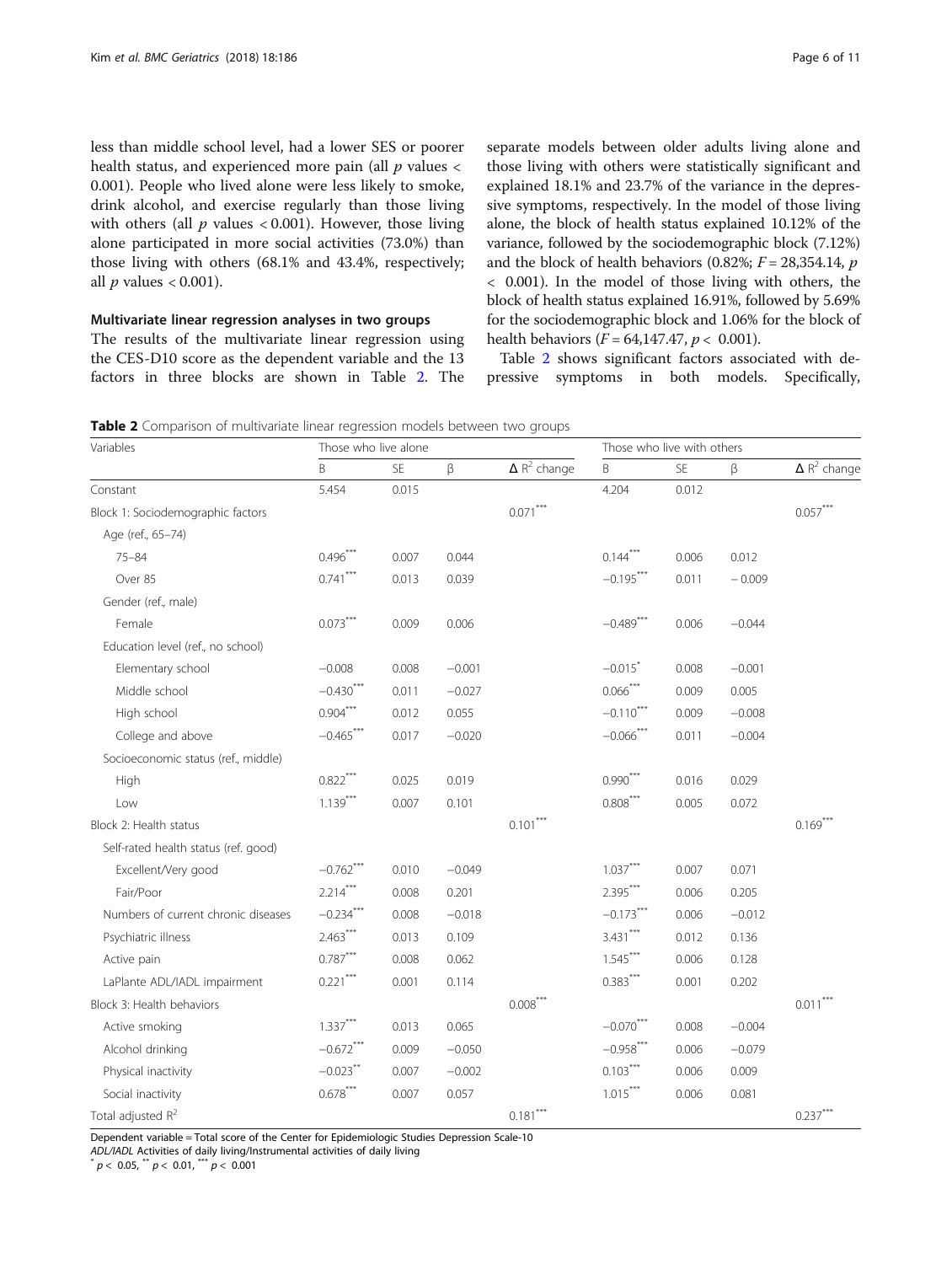less than middle school level, had a lower SES or poorer health status, and experienced more pain (all $p$ values < 0.001). People who lived alone were less likely to smoke, drink alcohol, and exercise regularly than those living with others (all $p$ values < 0.001). However, those living alone participated in more social activities (73.0%) than those living with others (68.1% and 43.4%, respectively; all $p$ values < 0.001).

### Multivariate linear regression analyses in two groups

The results of the multivariate linear regression using the CES-D10 score as the dependent variable and the 13 factors in three blocks are shown in Table 2. The separate models between older adults living alone and those living with others were statistically significant and explained 18.1% and 23.7% of the variance in the depressive symptoms, respectively. In the model of those living alone, the block of health status explained 10.12% of the variance, followed by the sociodemographic block (7.12%) and the block of health behaviors (0.82%; $F = 28{,}354.14$, $p < 0.001$). In the model of those living with others, the block of health status explained 16.91%, followed by 5.69% for the sociodemographic block and 1.06% for the block of health behaviors ($F = 64{,}147.47$, $p < 0.001$).

Table 2 shows significant factors associated with depressive symptoms in both models. Specifically,

**Table 2** Comparison of multivariate linear regression models between two groups

| Variables | Those who live alone | | | | Those who live with others | | | |
|---|---|---|---|---|---|---|---|---|
| | B | SE | β | Δ $R^2$ change | B | SE | β | Δ $R^2$ change |
| Constant | 5.454 | 0.015 | | | 4.204 | 0.012 | | |
| Block 1: Sociodemographic factors | | | | 0.071*** | | | | 0.057*** |
| Age (ref., 65–74) | | | | | | | | |
| 75–84 | 0.496*** | 0.007 | 0.044 | | 0.144*** | 0.006 | 0.012 | |
| Over 85 | 0.741*** | 0.013 | 0.039 | | −0.195*** | 0.011 | − 0.009 | |
| Gender (ref., male) | | | | | | | | |
| Female | 0.073*** | 0.009 | 0.006 | | −0.489*** | 0.006 | −0.044 | |
| Education level (ref., no school) | | | | | | | | |
| Elementary school | −0.008 | 0.008 | −0.001 | | −0.015* | 0.008 | −0.001 | |
| Middle school | −0.430*** | 0.011 | −0.027 | | 0.066*** | 0.009 | 0.005 | |
| High school | 0.904*** | 0.012 | 0.055 | | −0.110*** | 0.009 | −0.008 | |
| College and above | −0.465*** | 0.017 | −0.020 | | −0.066*** | 0.011 | −0.004 | |
| Socioeconomic status (ref., middle) | | | | | | | | |
| High | 0.822*** | 0.025 | 0.019 | | 0.990*** | 0.016 | 0.029 | |
| Low | 1.139*** | 0.007 | 0.101 | | 0.808*** | 0.005 | 0.072 | |
| Block 2: Health status | | | | 0.101*** | | | | 0.169*** |
| Self-rated health status (ref. good) | | | | | | | | |
| Excellent/Very good | −0.762*** | 0.010 | −0.049 | | 1.037*** | 0.007 | 0.071 | |
| Fair/Poor | 2.214*** | 0.008 | 0.201 | | 2.395*** | 0.006 | 0.205 | |
| Numbers of current chronic diseases | −0.234*** | 0.008 | −0.018 | | −0.173*** | 0.006 | −0.012 | |
| Psychiatric illness | 2.463*** | 0.013 | 0.109 | | 3.431*** | 0.012 | 0.136 | |
| Active pain | 0.787*** | 0.008 | 0.062 | | 1.545*** | 0.006 | 0.128 | |
| LaPlante ADL/IADL impairment | 0.221*** | 0.001 | 0.114 | | 0.383*** | 0.001 | 0.202 | |
| Block 3: Health behaviors | | | | 0.008*** | | | | 0.011*** |
| Active smoking | 1.337*** | 0.013 | 0.065 | | −0.070*** | 0.008 | −0.004 | |
| Alcohol drinking | −0.672*** | 0.009 | −0.050 | | −0.958*** | 0.006 | −0.079 | |
| Physical inactivity | −0.023** | 0.007 | −0.002 | | 0.103*** | 0.006 | 0.009 | |
| Social inactivity | 0.678*** | 0.007 | 0.057 | | 1.015*** | 0.006 | 0.081 | |
| Total adjusted $R^2$ | | | | 0.181*** | | | | 0.237*** |

Dependent variable = Total score of the Center for Epidemiologic Studies Depression Scale-10

*ADL/IADL* Activities of daily living/Instrumental activities of daily living

* $p < 0.05$, ** $p < 0.01$, *** $p < 0.001$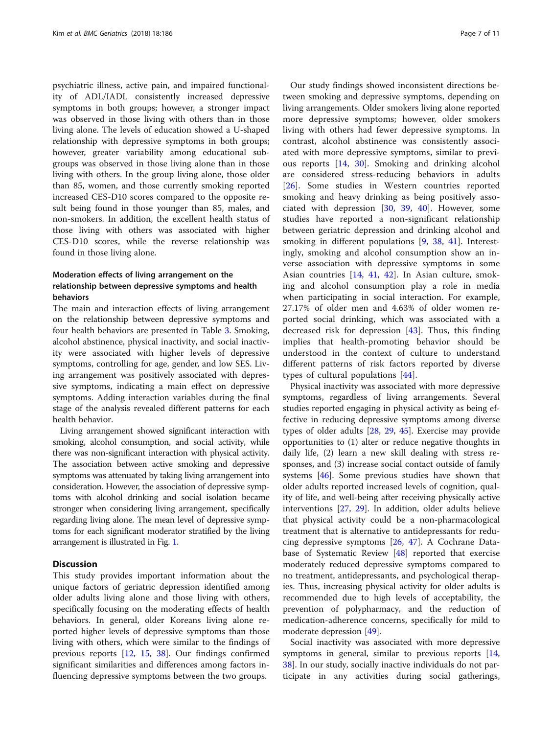psychiatric illness, active pain, and impaired functionality of ADL/IADL consistently increased depressive symptoms in both groups; however, a stronger impact was observed in those living with others than in those living alone. The levels of education showed a U-shaped relationship with depressive symptoms in both groups; however, greater variability among educational subgroups was observed in those living alone than in those living with others. In the group living alone, those older than 85, women, and those currently smoking reported increased CES-D10 scores compared to the opposite result being found in those younger than 85, males, and non-smokers. In addition, the excellent health status of those living with others was associated with higher CES-D10 scores, while the reverse relationship was found in those living alone.

### Moderation effects of living arrangement on the relationship between depressive symptoms and health behaviors

The main and interaction effects of living arrangement on the relationship between depressive symptoms and four health behaviors are presented in Table 3. Smoking, alcohol abstinence, physical inactivity, and social inactivity were associated with higher levels of depressive symptoms, controlling for age, gender, and low SES. Living arrangement was positively associated with depressive symptoms, indicating a main effect on depressive symptoms. Adding interaction variables during the final stage of the analysis revealed different patterns for each health behavior.

Living arrangement showed significant interaction with smoking, alcohol consumption, and social activity, while there was non-significant interaction with physical activity. The association between active smoking and depressive symptoms was attenuated by taking living arrangement into consideration. However, the association of depressive symptoms with alcohol drinking and social isolation became stronger when considering living arrangement, specifically regarding living alone. The mean level of depressive symptoms for each significant moderator stratified by the living arrangement is illustrated in Fig. 1.

## Discussion

This study provides important information about the unique factors of geriatric depression identified among older adults living alone and those living with others, specifically focusing on the moderating effects of health behaviors. In general, older Koreans living alone reported higher levels of depressive symptoms than those living with others, which were similar to the findings of previous reports [12, 15, 38]. Our findings confirmed significant similarities and differences among factors influencing depressive symptoms between the two groups.

Our study findings showed inconsistent directions between smoking and depressive symptoms, depending on living arrangements. Older smokers living alone reported more depressive symptoms; however, older smokers living with others had fewer depressive symptoms. In contrast, alcohol abstinence was consistently associated with more depressive symptoms, similar to previous reports [14, 30]. Smoking and drinking alcohol are considered stress-reducing behaviors in adults [26]. Some studies in Western countries reported smoking and heavy drinking as being positively associated with depression [30, 39, 40]. However, some studies have reported a non-significant relationship between geriatric depression and drinking alcohol and smoking in different populations [9, 38, 41]. Interestingly, smoking and alcohol consumption show an inverse association with depressive symptoms in some Asian countries [14, 41, 42]. In Asian culture, smoking and alcohol consumption play a role in media when participating in social interaction. For example, 27.17% of older men and 4.63% of older women reported social drinking, which was associated with a decreased risk for depression [43]. Thus, this finding implies that health-promoting behavior should be understood in the context of culture to understand different patterns of risk factors reported by diverse types of cultural populations [44].

Physical inactivity was associated with more depressive symptoms, regardless of living arrangements. Several studies reported engaging in physical activity as being effective in reducing depressive symptoms among diverse types of older adults [28, 29, 45]. Exercise may provide opportunities to (1) alter or reduce negative thoughts in daily life, (2) learn a new skill dealing with stress responses, and (3) increase social contact outside of family systems [46]. Some previous studies have shown that older adults reported increased levels of cognition, quality of life, and well-being after receiving physically active interventions [27, 29]. In addition, older adults believe that physical activity could be a non-pharmacological treatment that is alternative to antidepressants for reducing depressive symptoms [26, 47]. A Cochrane Database of Systematic Review [48] reported that exercise moderately reduced depressive symptoms compared to no treatment, antidepressants, and psychological therapies. Thus, increasing physical activity for older adults is recommended due to high levels of acceptability, the prevention of polypharmacy, and the reduction of medication-adherence concerns, specifically for mild to moderate depression [49].

Social inactivity was associated with more depressive symptoms in general, similar to previous reports [14, 38]. In our study, socially inactive individuals do not participate in any activities during social gatherings,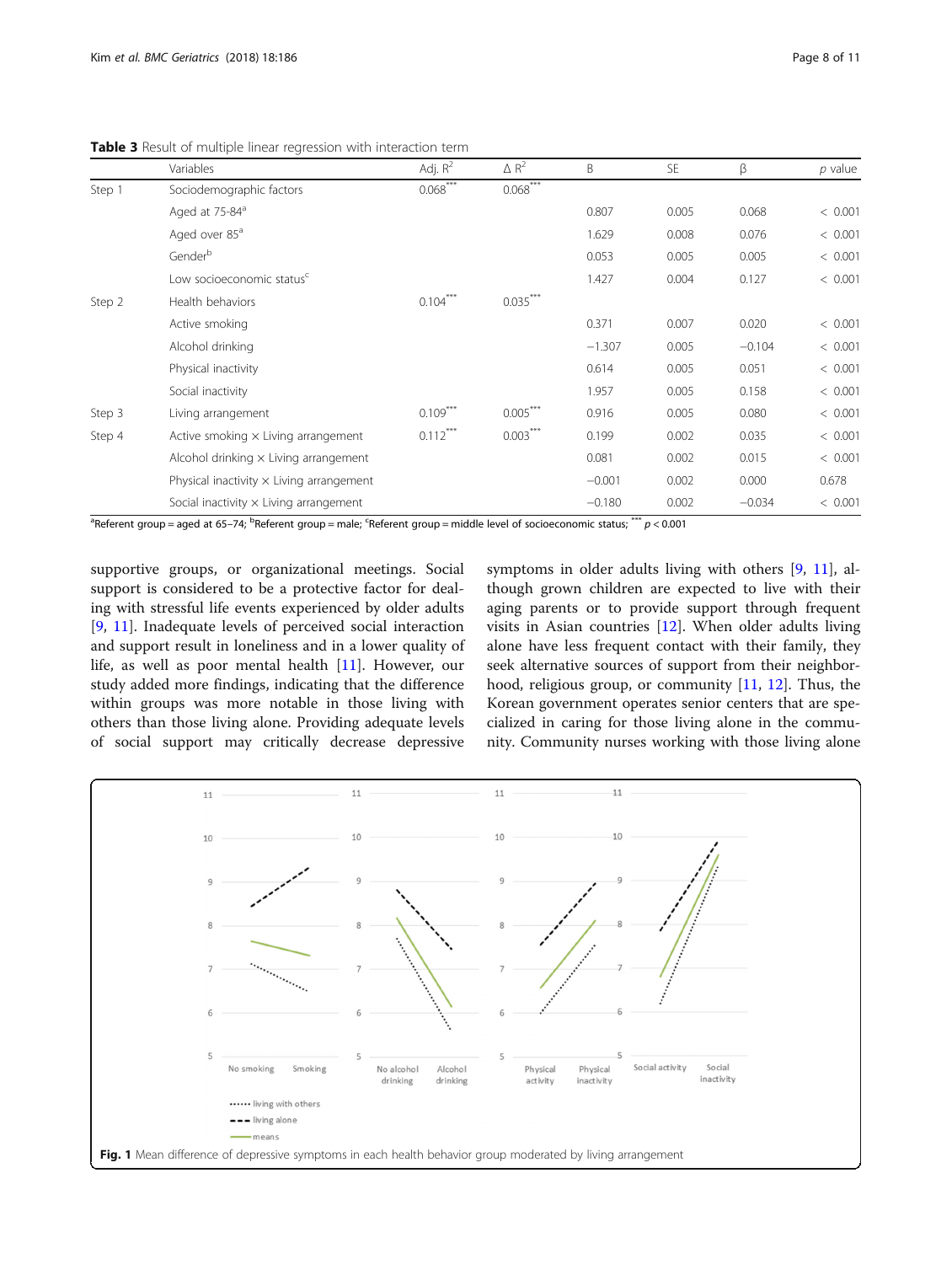**Table 3** Result of multiple linear regression with interaction term

| | Variables | Adj. $R^2$ | $\Delta R^2$ | B | SE | β | *p* value |
|---|---|---|---|---|---|---|---|
| Step 1 | Sociodemographic factors | 0.068*** | 0.068*** | | | | |
| | Aged at 75-84[a] | | | 0.807 | 0.005 | 0.068 | < 0.001 |
| | Aged over 85[a] | | | 1.629 | 0.008 | 0.076 | < 0.001 |
| | Gender[b] | | | 0.053 | 0.005 | 0.005 | < 0.001 |
| | Low socioeconomic status[c] | | | 1.427 | 0.004 | 0.127 | < 0.001 |
| Step 2 | Health behaviors | 0.104*** | 0.035*** | | | | |
| | Active smoking | | | 0.371 | 0.007 | 0.020 | < 0.001 |
| | Alcohol drinking | | | −1.307 | 0.005 | −0.104 | < 0.001 |
| | Physical inactivity | | | 0.614 | 0.005 | 0.051 | < 0.001 |
| | Social inactivity | | | 1.957 | 0.005 | 0.158 | < 0.001 |
| Step 3 | Living arrangement | 0.109*** | 0.005*** | 0.916 | 0.005 | 0.080 | < 0.001 |
| Step 4 | Active smoking × Living arrangement | 0.112*** | 0.003*** | 0.199 | 0.002 | 0.035 | < 0.001 |
| | Alcohol drinking × Living arrangement | | | 0.081 | 0.002 | 0.015 | < 0.001 |
| | Physical inactivity × Living arrangement | | | −0.001 | 0.002 | 0.000 | 0.678 |
| | Social inactivity × Living arrangement | | | −0.180 | 0.002 | −0.034 | < 0.001 |

[a]Referent group = aged at 65–74; [b]Referent group = male; [c]Referent group = middle level of socioeconomic status; *** $p < 0.001$

supportive groups, or organizational meetings. Social support is considered to be a protective factor for dealing with stressful life events experienced by older adults [9, 11]. Inadequate levels of perceived social interaction and support result in loneliness and in a lower quality of life, as well as poor mental health [11]. However, our study added more findings, indicating that the difference within groups was more notable in those living with others than those living alone. Providing adequate levels of social support may critically decrease depressive symptoms in older adults living with others [9, 11], although grown children are expected to live with their aging parents or to provide support through frequent visits in Asian countries [12]. When older adults living alone have less frequent contact with their family, they seek alternative sources of support from their neighborhood, religious group, or community [11, 12]. Thus, the Korean government operates senior centers that are specialized in caring for those living alone in the community. Community nurses working with those living alone

**Fig. 1** Mean difference of depressive symptoms in each health behavior group moderated by living arrangement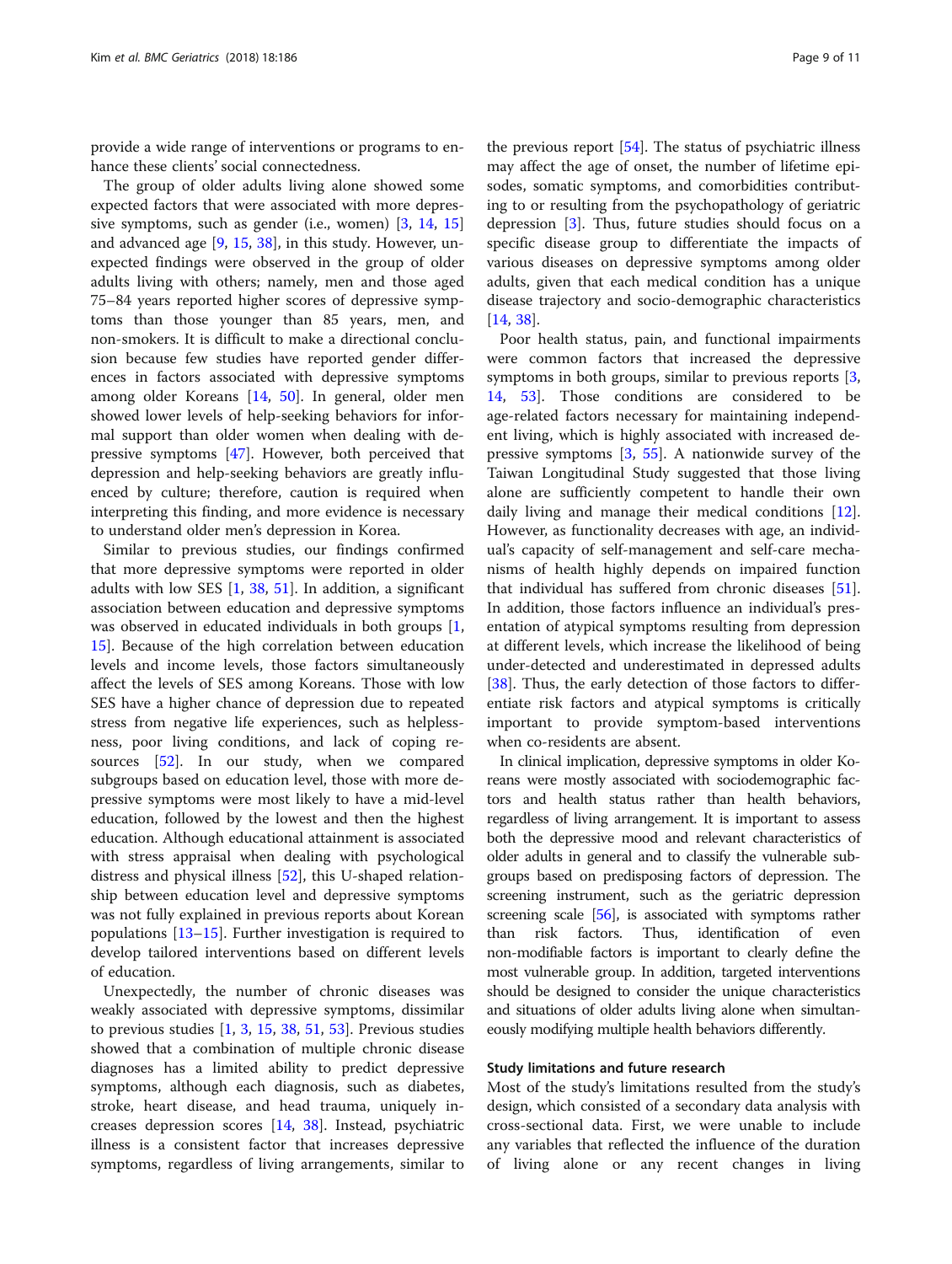provide a wide range of interventions or programs to enhance these clients' social connectedness.

The group of older adults living alone showed some expected factors that were associated with more depressive symptoms, such as gender (i.e., women) [3, 14, 15] and advanced age [9, 15, 38], in this study. However, unexpected findings were observed in the group of older adults living with others; namely, men and those aged 75–84 years reported higher scores of depressive symptoms than those younger than 85 years, men, and non-smokers. It is difficult to make a directional conclusion because few studies have reported gender differences in factors associated with depressive symptoms among older Koreans [14, 50]. In general, older men showed lower levels of help-seeking behaviors for informal support than older women when dealing with depressive symptoms [47]. However, both perceived that depression and help-seeking behaviors are greatly influenced by culture; therefore, caution is required when interpreting this finding, and more evidence is necessary to understand older men's depression in Korea.

Similar to previous studies, our findings confirmed that more depressive symptoms were reported in older adults with low SES [1, 38, 51]. In addition, a significant association between education and depressive symptoms was observed in educated individuals in both groups [1, 15]. Because of the high correlation between education levels and income levels, those factors simultaneously affect the levels of SES among Koreans. Those with low SES have a higher chance of depression due to repeated stress from negative life experiences, such as helplessness, poor living conditions, and lack of coping resources [52]. In our study, when we compared subgroups based on education level, those with more depressive symptoms were most likely to have a mid-level education, followed by the lowest and then the highest education. Although educational attainment is associated with stress appraisal when dealing with psychological distress and physical illness [52], this U-shaped relationship between education level and depressive symptoms was not fully explained in previous reports about Korean populations [13–15]. Further investigation is required to develop tailored interventions based on different levels of education.

Unexpectedly, the number of chronic diseases was weakly associated with depressive symptoms, dissimilar to previous studies [1, 3, 15, 38, 51, 53]. Previous studies showed that a combination of multiple chronic disease diagnoses has a limited ability to predict depressive symptoms, although each diagnosis, such as diabetes, stroke, heart disease, and head trauma, uniquely increases depression scores [14, 38]. Instead, psychiatric illness is a consistent factor that increases depressive symptoms, regardless of living arrangements, similar to the previous report [54]. The status of psychiatric illness may affect the age of onset, the number of lifetime episodes, somatic symptoms, and comorbidities contributing to or resulting from the psychopathology of geriatric depression [3]. Thus, future studies should focus on a specific disease group to differentiate the impacts of various diseases on depressive symptoms among older adults, given that each medical condition has a unique disease trajectory and socio-demographic characteristics [14, 38].

Poor health status, pain, and functional impairments were common factors that increased the depressive symptoms in both groups, similar to previous reports [3, 14, 53]. Those conditions are considered to be age-related factors necessary for maintaining independent living, which is highly associated with increased depressive symptoms [3, 55]. A nationwide survey of the Taiwan Longitudinal Study suggested that those living alone are sufficiently competent to handle their own daily living and manage their medical conditions [12]. However, as functionality decreases with age, an individual's capacity of self-management and self-care mechanisms of health highly depends on impaired function that individual has suffered from chronic diseases [51]. In addition, those factors influence an individual's presentation of atypical symptoms resulting from depression at different levels, which increase the likelihood of being under-detected and underestimated in depressed adults [38]. Thus, the early detection of those factors to differentiate risk factors and atypical symptoms is critically important to provide symptom-based interventions when co-residents are absent.

In clinical implication, depressive symptoms in older Koreans were mostly associated with sociodemographic factors and health status rather than health behaviors, regardless of living arrangement. It is important to assess both the depressive mood and relevant characteristics of older adults in general and to classify the vulnerable subgroups based on predisposing factors of depression. The screening instrument, such as the geriatric depression screening scale [56], is associated with symptoms rather than risk factors. Thus, identification of even non-modifiable factors is important to clearly define the most vulnerable group. In addition, targeted interventions should be designed to consider the unique characteristics and situations of older adults living alone when simultaneously modifying multiple health behaviors differently.

## Study limitations and future research

Most of the study's limitations resulted from the study's design, which consisted of a secondary data analysis with cross-sectional data. First, we were unable to include any variables that reflected the influence of the duration of living alone or any recent changes in living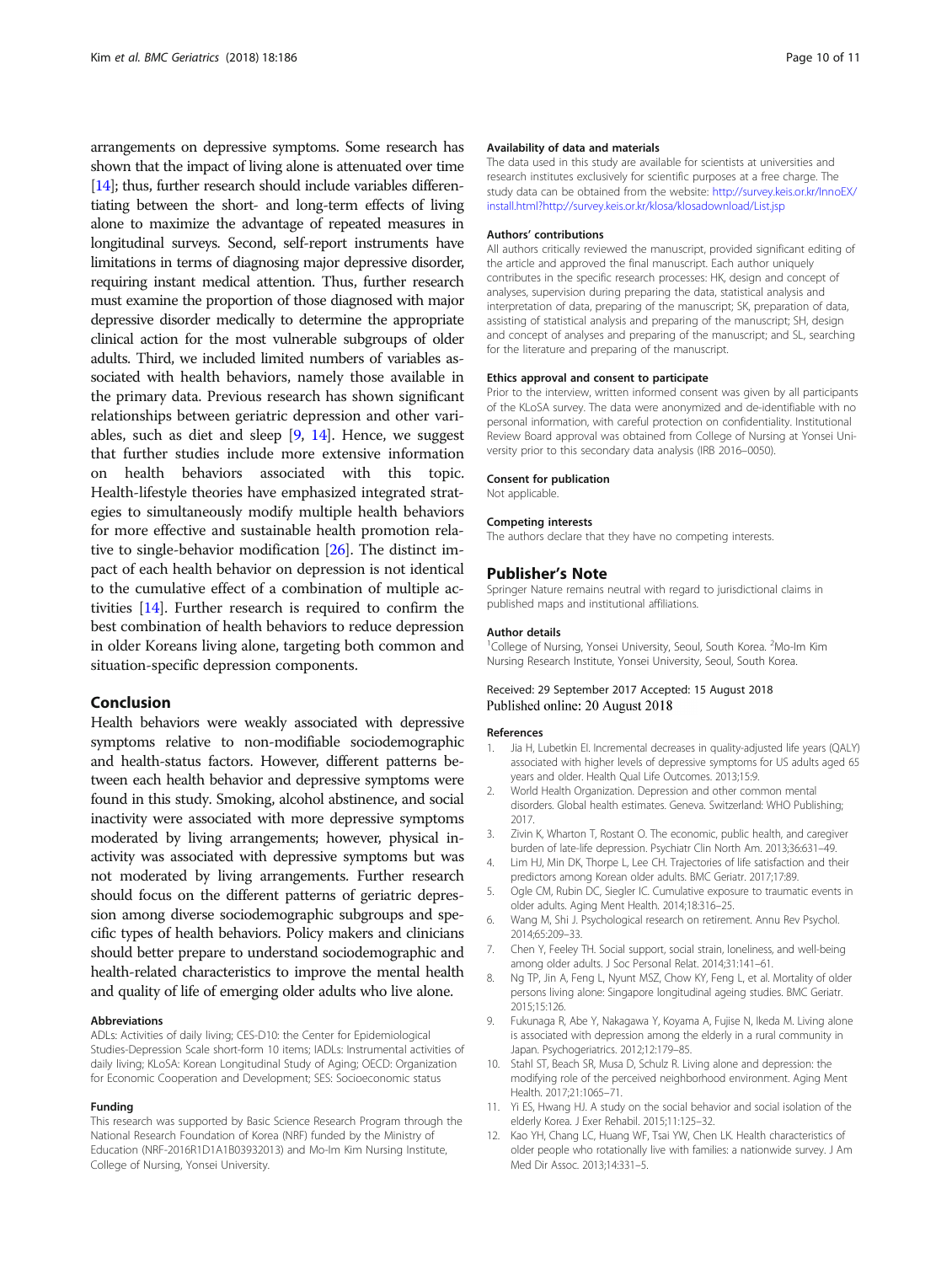arrangements on depressive symptoms. Some research has shown that the impact of living alone is attenuated over time [14]; thus, further research should include variables differentiating between the short- and long-term effects of living alone to maximize the advantage of repeated measures in longitudinal surveys. Second, self-report instruments have limitations in terms of diagnosing major depressive disorder, requiring instant medical attention. Thus, further research must examine the proportion of those diagnosed with major depressive disorder medically to determine the appropriate clinical action for the most vulnerable subgroups of older adults. Third, we included limited numbers of variables associated with health behaviors, namely those available in the primary data. Previous research has shown significant relationships between geriatric depression and other variables, such as diet and sleep [9, 14]. Hence, we suggest that further studies include more extensive information on health behaviors associated with this topic. Health-lifestyle theories have emphasized integrated strategies to simultaneously modify multiple health behaviors for more effective and sustainable health promotion relative to single-behavior modification [26]. The distinct impact of each health behavior on depression is not identical to the cumulative effect of a combination of multiple activities [14]. Further research is required to confirm the best combination of health behaviors to reduce depression in older Koreans living alone, targeting both common and situation-specific depression components.

## Conclusion

Health behaviors were weakly associated with depressive symptoms relative to non-modifiable sociodemographic and health-status factors. However, different patterns between each health behavior and depressive symptoms were found in this study. Smoking, alcohol abstinence, and social inactivity were associated with more depressive symptoms moderated by living arrangements; however, physical inactivity was associated with depressive symptoms but was not moderated by living arrangements. Further research should focus on the different patterns of geriatric depression among diverse sociodemographic subgroups and specific types of health behaviors. Policy makers and clinicians should better prepare to understand sociodemographic and health-related characteristics to improve the mental health and quality of life of emerging older adults who live alone.

#### Abbreviations

ADLs: Activities of daily living; CES-D10: the Center for Epidemiological Studies-Depression Scale short-form 10 items; IADLs: Instrumental activities of daily living; KLoSA: Korean Longitudinal Study of Aging; OECD: Organization for Economic Cooperation and Development; SES: Socioeconomic status

#### Funding

This research was supported by Basic Science Research Program through the National Research Foundation of Korea (NRF) funded by the Ministry of Education (NRF-2016R1D1A1B03932013) and Mo-Im Kim Nursing Institute, College of Nursing, Yonsei University.

#### Availability of data and materials

The data used in this study are available for scientists at universities and research institutes exclusively for scientific purposes at a free charge. The study data can be obtained from the website: http://survey.keis.or.kr/InnoEX/install.html?http://survey.keis.or.kr/klosa/klosadownload/List.jsp

#### Authors' contributions

All authors critically reviewed the manuscript, provided significant editing of the article and approved the final manuscript. Each author uniquely contributes in the specific research processes: HK, design and concept of analyses, supervision during preparing the data, statistical analysis and interpretation of data, preparing of the manuscript; SK, preparation of data, assisting of statistical analysis and preparing of the manuscript; SH, design and concept of analyses and preparing of the manuscript; and SL, searching for the literature and preparing of the manuscript.

#### Ethics approval and consent to participate

Prior to the interview, written informed consent was given by all participants of the KLoSA survey. The data were anonymized and de-identifiable with no personal information, with careful protection on confidentiality. Institutional Review Board approval was obtained from College of Nursing at Yonsei University prior to this secondary data analysis (IRB 2016–0050).

#### Consent for publication

Not applicable.

#### Competing interests

The authors declare that they have no competing interests.

## Publisher's Note

Springer Nature remains neutral with regard to jurisdictional claims in published maps and institutional affiliations.

#### Author details

[1]College of Nursing, Yonsei University, Seoul, South Korea. [2]Mo-Im Kim Nursing Research Institute, Yonsei University, Seoul, South Korea.

Received: 29 September 2017 Accepted: 15 August 2018
Published online: 20 August 2018

#### References

1. Jia H, Lubetkin EI. Incremental decreases in quality-adjusted life years (QALY) associated with higher levels of depressive symptoms for US adults aged 65 years and older. Health Qual Life Outcomes. 2013;15:9.
2. World Health Organization. Depression and other common mental disorders. Global health estimates. Geneva. Switzerland: WHO Publishing; 2017.
3. Zivin K, Wharton T, Rostant O. The economic, public health, and caregiver burden of late-life depression. Psychiatr Clin North Am. 2013;36:631–49.
4. Lim HJ, Min DK, Thorpe L, Lee CH. Trajectories of life satisfaction and their predictors among Korean older adults. BMC Geriatr. 2017;17:89.
5. Ogle CM, Rubin DC, Siegler IC. Cumulative exposure to traumatic events in older adults. Aging Ment Health. 2014;18:316–25.
6. Wang M, Shi J. Psychological research on retirement. Annu Rev Psychol. 2014;65:209–33.
7. Chen Y, Feeley TH. Social support, social strain, loneliness, and well-being among older adults. J Soc Personal Relat. 2014;31:141–61.
8. Ng TP, Jin A, Feng L, Nyunt MSZ, Chow KY, Feng L, et al. Mortality of older persons living alone: Singapore longitudinal ageing studies. BMC Geriatr. 2015;15:126.
9. Fukunaga R, Abe Y, Nakagawa Y, Koyama A, Fujise N, Ikeda M. Living alone is associated with depression among the elderly in a rural community in Japan. Psychogeriatrics. 2012;12:179–85.
10. Stahl ST, Beach SR, Musa D, Schulz R. Living alone and depression: the modifying role of the perceived neighborhood environment. Aging Ment Health. 2017;21:1065–71.
11. Yi ES, Hwang HJ. A study on the social behavior and social isolation of the elderly Korea. J Exer Rehabil. 2015;11:125–32.
12. Kao YH, Chang LC, Huang WF, Tsai YW, Chen LK. Health characteristics of older people who rotationally live with families: a nationwide survey. J Am Med Dir Assoc. 2013;14:331–5.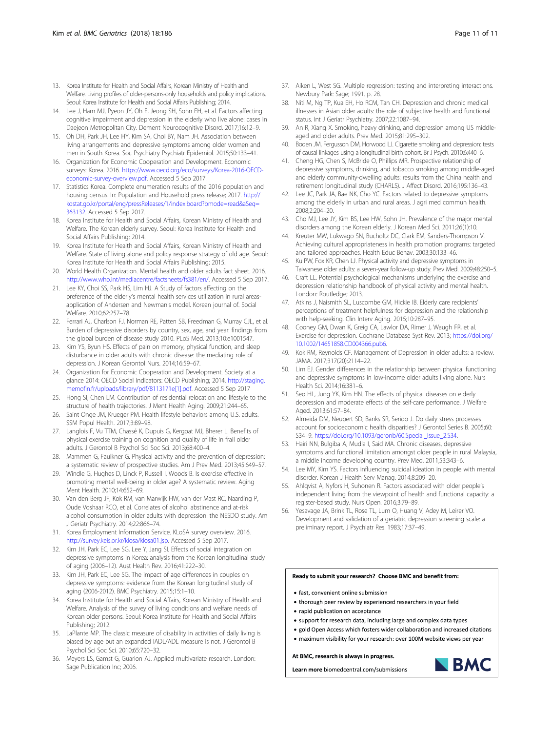13. Korea Institute for Health and Social Affairs, Korean Ministry of Health and Welfare. Living profiles of older-persons-only households and policy implications. Seoul: Korea Institute for Health and Social Affairs Publishing; 2014.
14. Lee J, Ham MJ, Pyeon JY, Oh E, Jeong SH, Sohn EH, et al. Factors affecting cognitive impairment and depression in the elderly who live alone: cases in Daejeon Metropolitan City. Dement Neurocognitive Disord. 2017;16:12–9.
15. Oh DH, Park JH, Lee HY, Kim SA, Choi BY, Nam JH. Association between living arrangements and depressive symptoms among older women and men in South Korea. Soc Psychiatry Psychiatr Epidemiol. 2015;50:133–41.
16. Organization for Economic Cooperation and Development. Economic surveys: Korea. 2016. https://www.oecd.org/eco/surveys/Korea-2016-OECD-economic-survey-overview.pdf. Accessed 5 Sep 2017.
17. Statistics Korea. Complete enumeration results of the 2016 population and housing census. In: Population and Household press release; 2017. http://kostat.go.kr/portal/eng/pressReleases/1/index.board?bmode=read&aSeq=363132. Accessed 5 Sep 2017.
18. Korea Institute for Health and Social Affairs, Korean Ministry of Health and Welfare. The Korean elderly survey. Seoul: Korea Institute for Health and Social Affairs Publishing; 2014.
19. Korea Institute for Health and Social Affairs, Korean Ministry of Health and Welfare. State of living alone and policy response strategy of old age. Seoul: Korea Institute for Health and Social Affairs Publishing; 2015.
20. World Health Organization. Mental health and older adults fact sheet. 2016. http://www.who.int/mediacentre/factsheets/fs381/en/. Accessed 5 Sep 2017.
21. Lee KY, Choi SS, Park HS, Lim HJ. A Study of factors affecting on the preference of the elderly's mental health services utilization in rural areas-application of Andersen and Newman's model. Korean journal of. Social Welfare. 2010;62:257–78.
22. Ferrari AJ, Charlson FJ, Norman RE, Patten SB, Freedman G, Murray CJL, et al. Burden of depressive disorders by country, sex, age, and year: findings from the global burden of disease study 2010. PLoS Med. 2013;10:e1001547.
23. Kim YS, Byun HS. Effects of pain on memory, physical function, and sleep disturbance in older adults with chronic disease: the mediating role of depression. J Korean Gerontol Nurs. 2014;16:59–67.
24. Organization for Economic Cooperation and Development. Society at a glance 2014: OECD Social Indicators: OECD Publishing; 2014. http://staging.memofin.fr/uploads/library/pdf/8113171e[1].pdf. Accessed 5 Sep 2017
25. Hong SI, Chen LM. Contribution of residential relocation and lifestyle to the structure of health trajectories. J Ment Health Aging. 2009;21:244–65.
26. Saint Onge JM, Krueger PM. Health lifestyle behaviors among U.S. adults. SSM Popul Health. 2017;3:89–98.
27. Langlois F, Vu TTM, Chassé K, Dupuis G, Kergoat MJ, Bherer L. Benefits of physical exercise training on cognition and quality of life in frail older adults. J Gerontol B Psychol Sci Soc Sci. 2013;68:400–4.
28. Mammen G, Faulkner G. Physical activity and the prevention of depression: a systematic review of prospective studies. Am J Prev Med. 2013;45:649–57.
29. Windle G, Hughes D, Linck P, Russell I, Woods B. Is exercise effective in promoting mental well-being in older age? A systematic review. Aging Ment Health. 2010;14:652–69.
30. Van den Berg JF, Kok RM, van Marwijk HW, van der Mast RC, Naarding P, Oude Voshaar RCO, et al. Correlates of alcohol abstinence and at-risk alcohol consumption in older adults with depression: the NESDO study. Am J Geriatr Psychiatry. 2014;22:866–74.
31. Korea Employment Information Service. KLoSA survey overview. 2016. http://survey.keis.or.kr/klosa/klosa01.jsp. Accessed 5 Sep 2017.
32. Kim JH, Park EC, Lee SG, Lee Y, Jang SI. Effects of social integration on depressive symptoms in Korea: analysis from the Korean longitudinal study of aging (2006–12). Aust Health Rev. 2016;41:222–30.
33. Kim JH, Park EC, Lee SG. The impact of age differences in couples on depressive symptoms: evidence from the Korean longitudinal study of aging (2006-2012). BMC Psychiatry. 2015;15:1–10.
34. Korea Institute for Health and Social Affairs, Korean Ministry of Health and Welfare. Analysis of the survey of living conditions and welfare needs of Korean older persons. Seoul: Korea Institute for Health and Social Affairs Publishing; 2012.
35. LaPlante MP. The classic measure of disability in activities of daily living is biased by age but an expanded IADL/ADL measure is not. J Gerontol B Psychol Sci Soc Sci. 2010;65:720–32.
36. Meyers LS, Gamst G, Guarion AJ. Applied multivariate research. London: Sage Publication Inc; 2006.
37. Aiken L, West SG. Multiple regression: testing and interpreting interactions. Newbury Park: Sage; 1991. p. 28.
38. Niti M, Ng TP, Kua EH, Ho RCM, Tan CH. Depression and chronic medical illnesses in Asian older adults: the role of subjective health and functional status. Int J Geriatr Psychiatry. 2007;22:1087–94.
39. An R, Xiang X. Smoking, heavy drinking, and depression among US middle-aged and older adults. Prev Med. 2015;81:295–302.
40. Boden JM, Fergusson DM, Horwood LJ. Cigarette smoking and depression: tests of causal linkages using a longitudinal birth cohort. Br J Psych. 2010;6:440–6.
41. Cheng HG, Chen S, McBride O, Phillips MR. Prospective relationship of depressive symptoms, drinking, and tobacco smoking among middle-aged and elderly community-dwelling adults: results from the China health and retirement longitudinal study (CHARLS). J Affect Disord. 2016;195:136–43.
42. Lee JC, Park JA, Bae NK, Cho YC. Factors related to depressive symptoms among the elderly in urban and rural areas. J agri med commun health. 2008;2:204–20.
43. Cho MJ, Lee JY, Kim BS, Lee HW, Sohn JH. Prevalence of the major mental disorders among the Korean elderly. J Korean Med Sci. 2011;26(1):10.
44. Kreuter MW, Lukwago SN, Bucholtz DC, Clark EM, Sanders-Thompson V. Achieving cultural appropriateness in health promotion programs: targeted and tailored approaches. Health Educ Behav. 2003;30:133–46.
45. Ku PW, Fox KR, Chen LJ. Physical activity and depressive symptoms in Taiwanese older adults: a seven-year follow-up study. Prev Med. 2009;48:250–5.
46. Craft LL. Potential psychological mechanisms underlying the exercise and depression relationship handbook of physical activity and mental health. London: Routledge; 2013.
47. Atkins J, Naismith SL, Luscombe GM, Hickie IB. Elderly care recipients' perceptions of treatment helpfulness for depression and the relationship with help-seeking. Clin Interv Aging. 2015;10:287–95.
48. Cooney GM, Dwan K, Greig CA, Lawlor DA, Rimer J, Waugh FR, et al. Exercise for depression. Cochrane Database Syst Rev. 2013; https://doi.org/10.1002/14651858.CD004366.pub6.
49. Kok RM, Reynolds CF. Management of Depression in older adults: a review. JAMA. 2017;317(20):2114–22.
50. Lim EJ. Gender differences in the relationship between physical functioning and depressive symptoms in low-income older adults living alone. Nurs Health Sci. 2014;16:381–6.
51. Seo HL, Jung YK, Kim HN. The effects of physical diseases on elderly depression and moderate effects of the self-care performance. J Welfare Aged. 2013;61:57–84.
52. Almeida DM, Neupert SD, Banks SR, Serido J. Do daily stress processes account for socioeconomic health disparities? J Gerontol Series B. 2005;60:S34–9. https://doi.org/10.1093/geronb/60.Special_Issue_2.S34.
53. Hairi NN, Bulgiba A, Mudla I, Said MA. Chronic diseases, depressive symptoms and functional limitation amongst older people in rural Malaysia, a middle income developing country. Prev Med. 2011;53:343–6.
54. Lee MY, Kim YS. Factors influencing suicidal ideation in people with mental disorder. Korean J Health Serv Manag. 2014;8:209–20.
55. Ahlqvist A, Nyfors H, Suhonen R. Factors associated with older people's independent living from the viewpoint of health and functional capacity: a register-based study. Nurs Open. 2016;3:79–89.
56. Yesavage JA, Brink TL, Rose TL, Lum O, Huang V, Adey M, Leirer VO. Development and validation of a geriatric depression screening scale: a preliminary report. J Psychiatr Res. 1983;17:37–49.

**Ready to submit your research? Choose BMC and benefit from:**

- fast, convenient online submission
- thorough peer review by experienced researchers in your field
- rapid publication on acceptance
- support for research data, including large and complex data types
- gold Open Access which fosters wider collaboration and increased citations
- maximum visibility for your research: over 100M website views per year

**At BMC, research is always in progress.**

**Learn more** biomedcentral.com/submissions